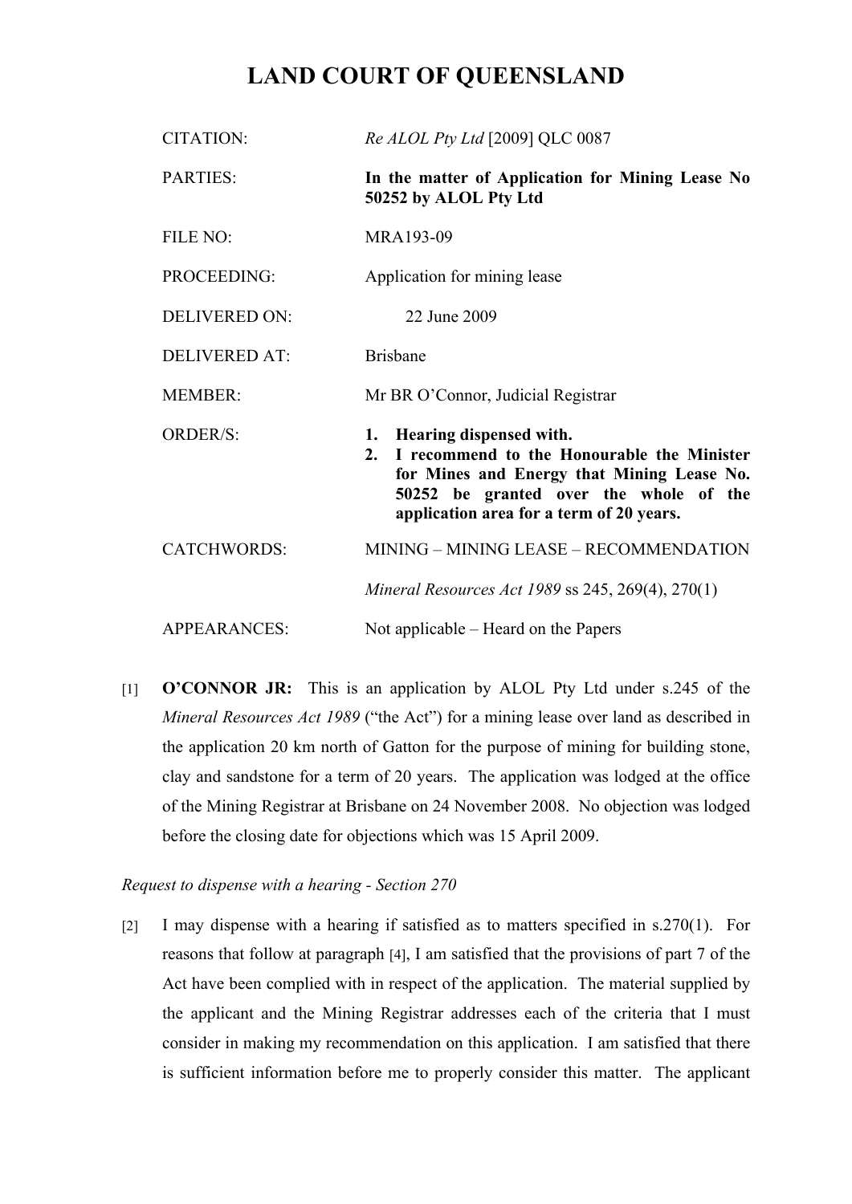# LAND COURT OF QUEENSLAND

| | |
|---|---|
| CITATION: | *Re ALOL Pty Ltd* [2009] QLC 0087 |
| PARTIES: | **In the matter of Application for Mining Lease No 50252 by ALOL Pty Ltd** |
| FILE NO: | MRA193-09 |
| PROCEEDING: | Application for mining lease |
| DELIVERED ON: | 22 June 2009 |
| DELIVERED AT: | Brisbane |
| MEMBER: | Mr BR O'Connor, Judicial Registrar |
| ORDER/S: | **1. Hearing dispensed with.** **2. I recommend to the Honourable the Minister for Mines and Energy that Mining Lease No. 50252 be granted over the whole of the application area for a term of 20 years.** |
| CATCHWORDS: | MINING – MINING LEASE – RECOMMENDATION *Mineral Resources Act 1989* ss 245, 269(4), 270(1) |
| APPEARANCES: | Not applicable – Heard on the Papers |

[1] **O'CONNOR JR:** This is an application by ALOL Pty Ltd under s.245 of the *Mineral Resources Act 1989* ("the Act") for a mining lease over land as described in the application 20 km north of Gatton for the purpose of mining for building stone, clay and sandstone for a term of 20 years. The application was lodged at the office of the Mining Registrar at Brisbane on 24 November 2008. No objection was lodged before the closing date for objections which was 15 April 2009.

*Request to dispense with a hearing - Section 270*

[2] I may dispense with a hearing if satisfied as to matters specified in s.270(1). For reasons that follow at paragraph [4], I am satisfied that the provisions of part 7 of the Act have been complied with in respect of the application. The material supplied by the applicant and the Mining Registrar addresses each of the criteria that I must consider in making my recommendation on this application. I am satisfied that there is sufficient information before me to properly consider this matter. The applicant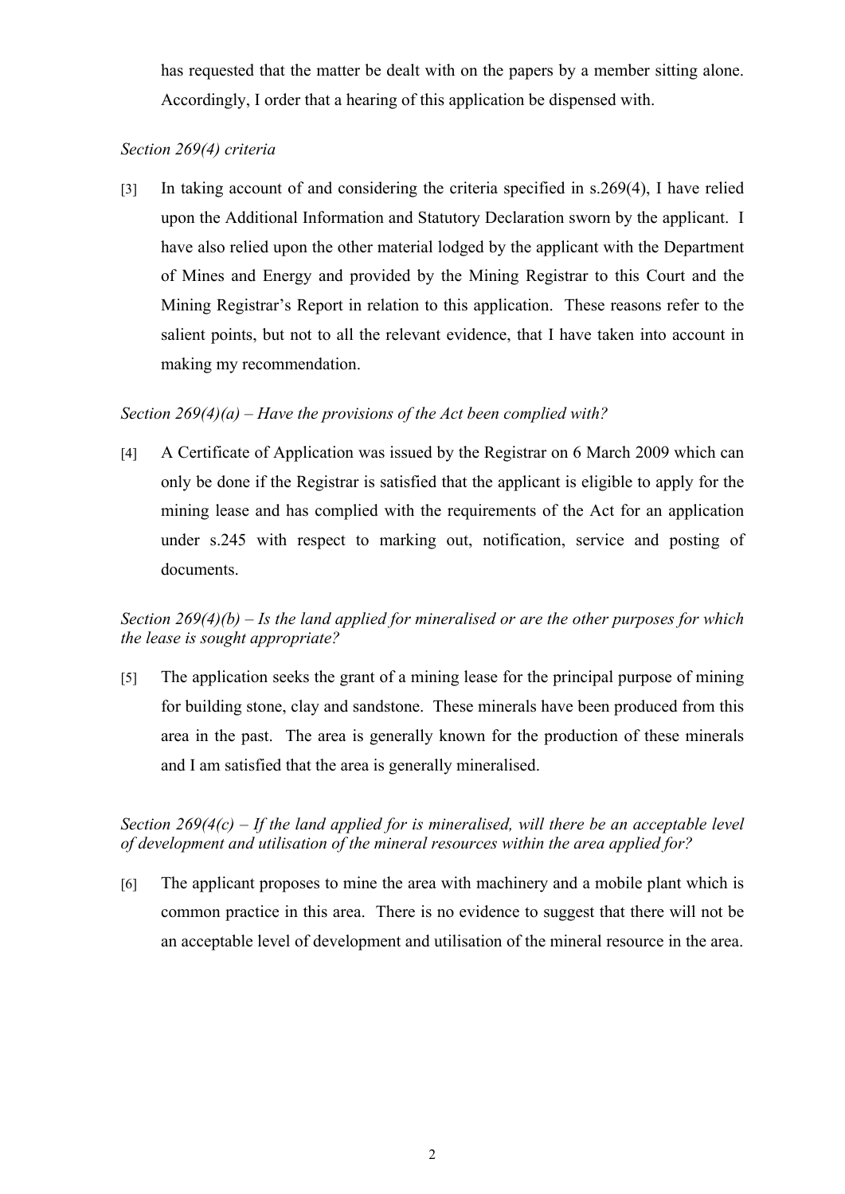has requested that the matter be dealt with on the papers by a member sitting alone. Accordingly, I order that a hearing of this application be dispensed with.

*Section 269(4) criteria*

[3] In taking account of and considering the criteria specified in s.269(4), I have relied upon the Additional Information and Statutory Declaration sworn by the applicant. I have also relied upon the other material lodged by the applicant with the Department of Mines and Energy and provided by the Mining Registrar to this Court and the Mining Registrar's Report in relation to this application. These reasons refer to the salient points, but not to all the relevant evidence, that I have taken into account in making my recommendation.

*Section 269(4)(a) – Have the provisions of the Act been complied with?*

[4] A Certificate of Application was issued by the Registrar on 6 March 2009 which can only be done if the Registrar is satisfied that the applicant is eligible to apply for the mining lease and has complied with the requirements of the Act for an application under s.245 with respect to marking out, notification, service and posting of documents.

*Section 269(4)(b) – Is the land applied for mineralised or are the other purposes for which the lease is sought appropriate?*

[5] The application seeks the grant of a mining lease for the principal purpose of mining for building stone, clay and sandstone. These minerals have been produced from this area in the past. The area is generally known for the production of these minerals and I am satisfied that the area is generally mineralised.

*Section 269(4(c) – If the land applied for is mineralised, will there be an acceptable level of development and utilisation of the mineral resources within the area applied for?*

[6] The applicant proposes to mine the area with machinery and a mobile plant which is common practice in this area. There is no evidence to suggest that there will not be an acceptable level of development and utilisation of the mineral resource in the area.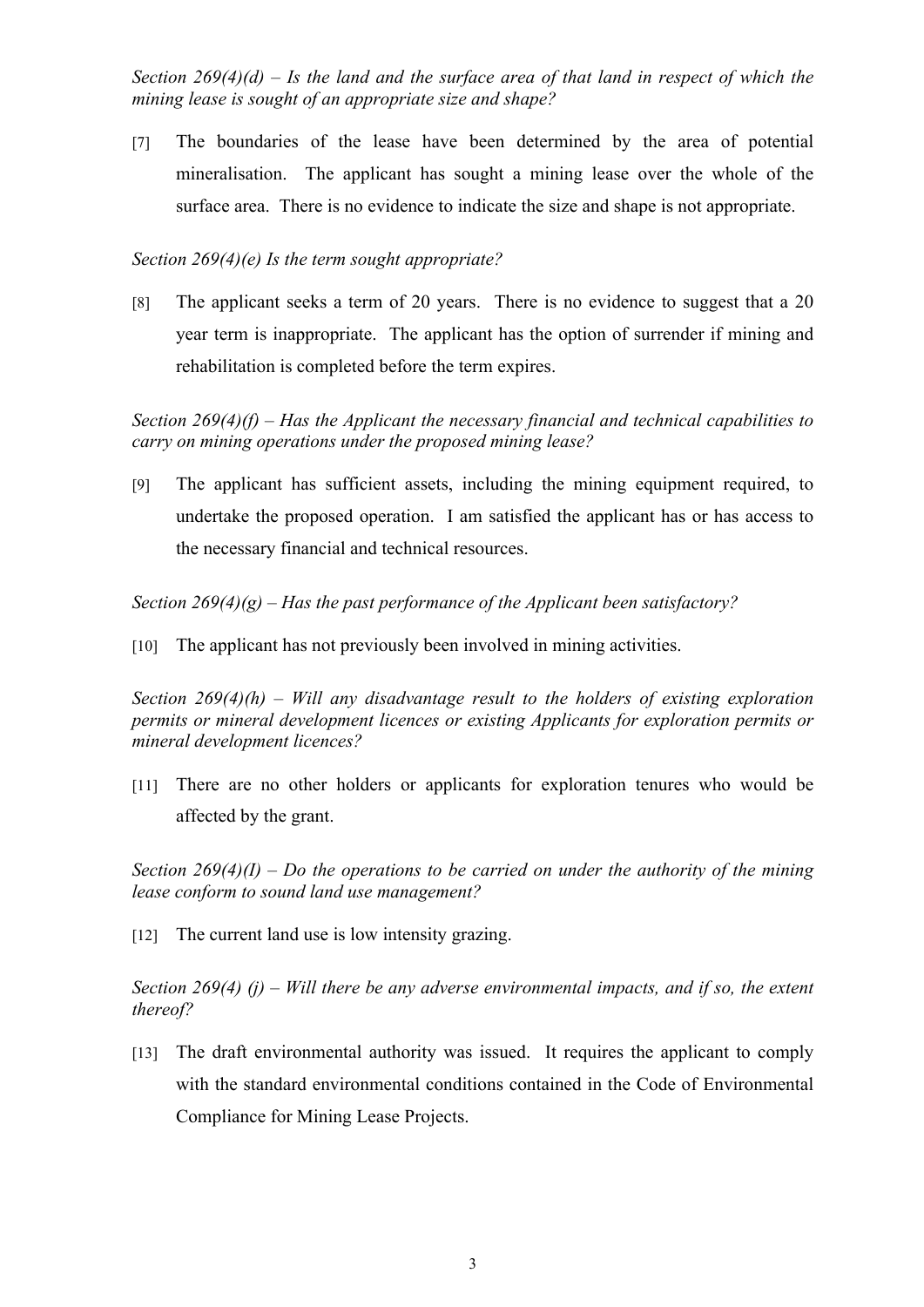*Section 269(4)(d) – Is the land and the surface area of that land in respect of which the mining lease is sought of an appropriate size and shape?*

[7] The boundaries of the lease have been determined by the area of potential mineralisation. The applicant has sought a mining lease over the whole of the surface area. There is no evidence to indicate the size and shape is not appropriate.

*Section 269(4)(e) Is the term sought appropriate?*

[8] The applicant seeks a term of 20 years. There is no evidence to suggest that a 20 year term is inappropriate. The applicant has the option of surrender if mining and rehabilitation is completed before the term expires.

*Section 269(4)(f) – Has the Applicant the necessary financial and technical capabilities to carry on mining operations under the proposed mining lease?*

[9] The applicant has sufficient assets, including the mining equipment required, to undertake the proposed operation. I am satisfied the applicant has or has access to the necessary financial and technical resources.

*Section 269(4)(g) – Has the past performance of the Applicant been satisfactory?*

[10] The applicant has not previously been involved in mining activities.

*Section 269(4)(h) – Will any disadvantage result to the holders of existing exploration permits or mineral development licences or existing Applicants for exploration permits or mineral development licences?*

[11] There are no other holders or applicants for exploration tenures who would be affected by the grant.

*Section 269(4)(I) – Do the operations to be carried on under the authority of the mining lease conform to sound land use management?*

[12] The current land use is low intensity grazing.

*Section 269(4) (j) – Will there be any adverse environmental impacts, and if so, the extent thereof?*

[13] The draft environmental authority was issued. It requires the applicant to comply with the standard environmental conditions contained in the Code of Environmental Compliance for Mining Lease Projects.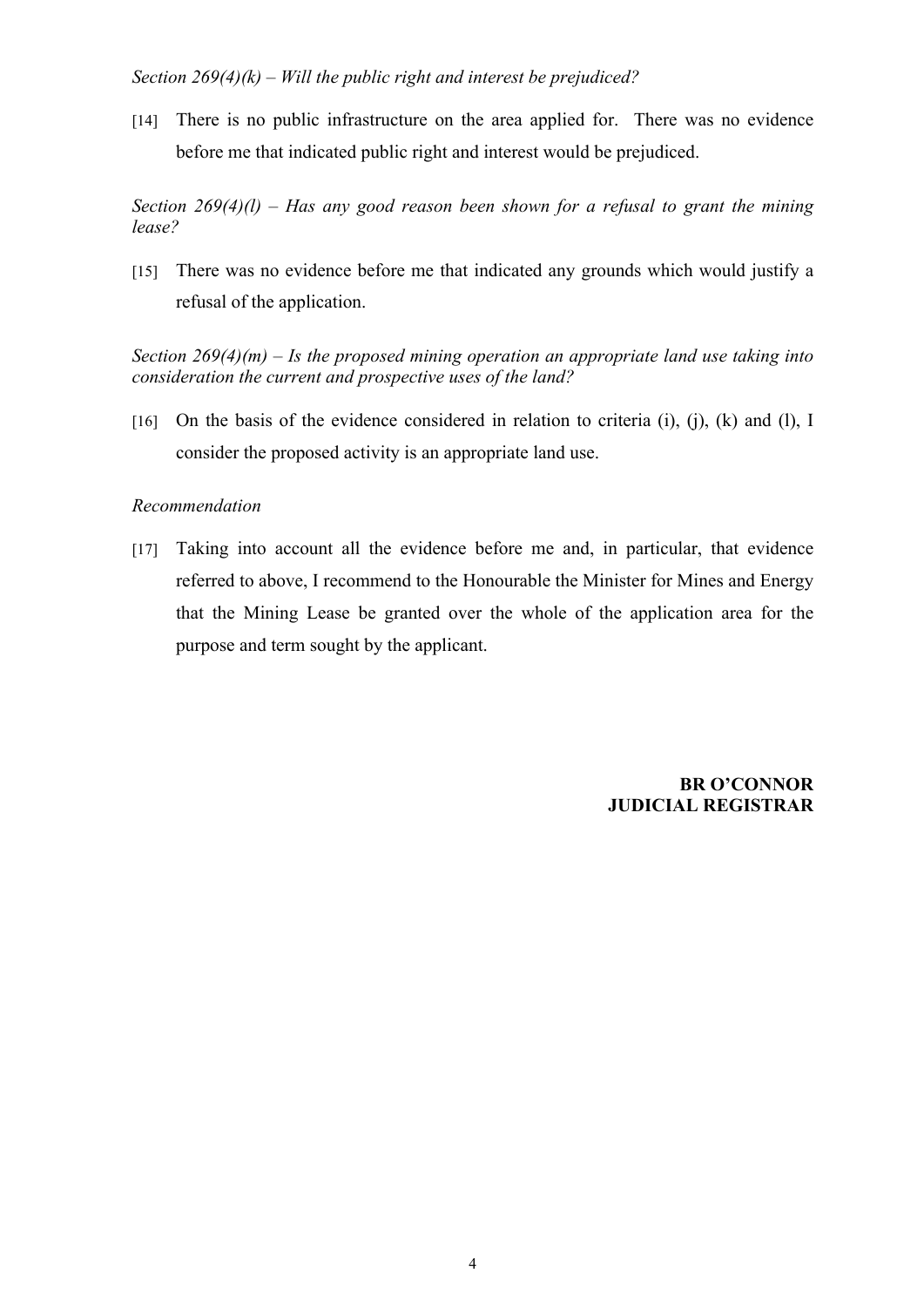*Section 269(4)(k) – Will the public right and interest be prejudiced?*

[14] There is no public infrastructure on the area applied for. There was no evidence before me that indicated public right and interest would be prejudiced.

*Section 269(4)(l) – Has any good reason been shown for a refusal to grant the mining lease?*

[15] There was no evidence before me that indicated any grounds which would justify a refusal of the application.

*Section 269(4)(m) – Is the proposed mining operation an appropriate land use taking into consideration the current and prospective uses of the land?*

[16] On the basis of the evidence considered in relation to criteria (i), (j), (k) and (l), I consider the proposed activity is an appropriate land use.

*Recommendation*

[17] Taking into account all the evidence before me and, in particular, that evidence referred to above, I recommend to the Honourable the Minister for Mines and Energy that the Mining Lease be granted over the whole of the application area for the purpose and term sought by the applicant.

**BR O'CONNOR**
**JUDICIAL REGISTRAR**